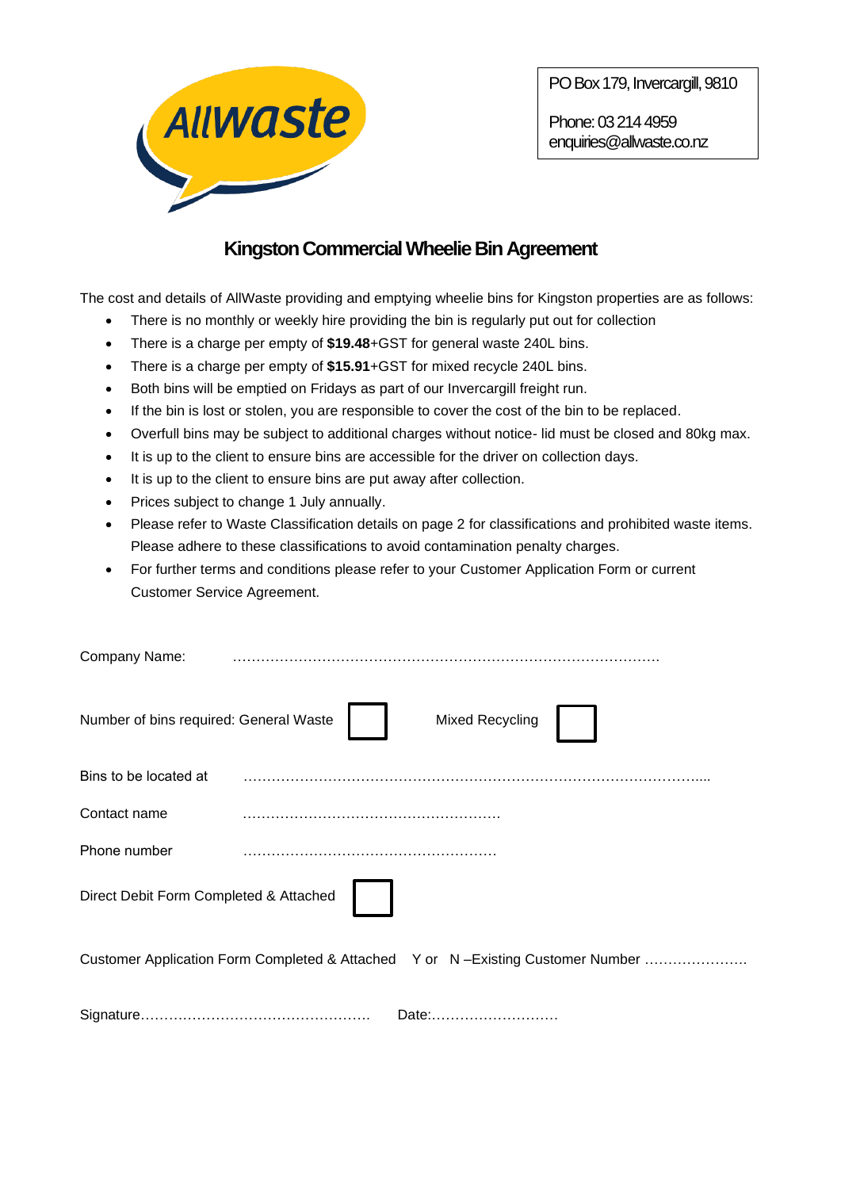Allwaste

PO Box 179, Invercargill, 9810

Phone: 03 214 4959
enquiries@allwaste.co.nz

## Kingston Commercial Wheelie Bin Agreement

The cost and details of AllWaste providing and emptying wheelie bins for Kingston properties are as follows:

- There is no monthly or weekly hire providing the bin is regularly put out for collection
- There is a charge per empty of **$19.48**+GST for general waste 240L bins.
- There is a charge per empty of **$15.91**+GST for mixed recycle 240L bins.
- Both bins will be emptied on Fridays as part of our Invercargill freight run.
- If the bin is lost or stolen, you are responsible to cover the cost of the bin to be replaced.
- Overfull bins may be subject to additional charges without notice- lid must be closed and 80kg max.
- It is up to the client to ensure bins are accessible for the driver on collection days.
- It is up to the client to ensure bins are put away after collection.
- Prices subject to change 1 July annually.
- Please refer to Waste Classification details on page 2 for classifications and prohibited waste items. Please adhere to these classifications to avoid contamination penalty charges.
- For further terms and conditions please refer to your Customer Application Form or current Customer Service Agreement.

Company Name: ………………………………………………………………………………

Number of bins required: General Waste ☐ Mixed Recycling ☐

Bins to be located at ……………………………………………………………………………………...

Contact name ………………………………………………….

Phone number ………………………………………………

Direct Debit Form Completed & Attached ☐

Customer Application Form Completed & Attached Y or N –Existing Customer Number ………………….

Signature…………………………………………… Date:………………………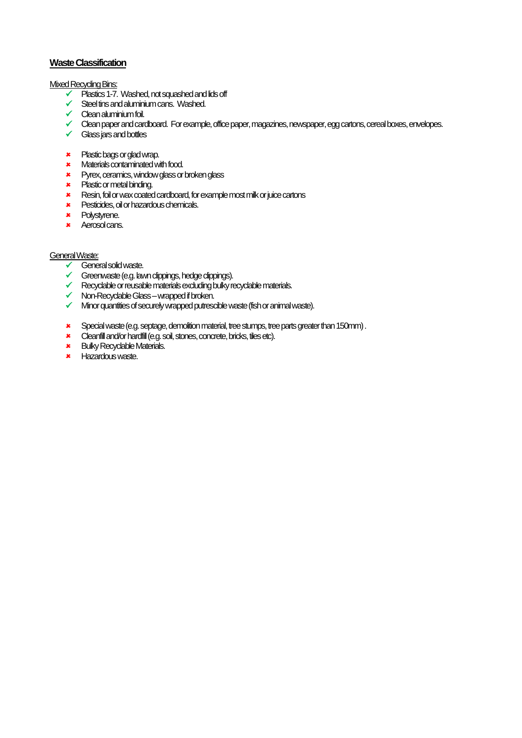## Waste Classification

Mixed Recycling Bins:

- ✓ Plastics 1-7. Washed, not squashed and lids off
- ✓ Steel tins and aluminium cans. Washed.
- ✓ Clean aluminium foil.
- ✓ Clean paper and cardboard. For example, office paper, magazines, newspaper, egg cartons, cereal boxes, envelopes.
- ✓ Glass jars and bottles

- ✗ Plastic bags or glad wrap.
- ✗ Materials contaminated with food.
- ✗ Pyrex, ceramics, window glass or broken glass
- ✗ Plastic or metal binding.
- ✗ Resin, foil or wax coated cardboard, for example most milk or juice cartons
- ✗ Pesticides, oil or hazardous chemicals.
- ✗ Polystyrene.
- ✗ Aerosol cans.

General Waste:

- ✓ General solid waste.
- ✓ Greenwaste (e.g. lawn clippings, hedge clippings).
- ✓ Recyclable or reusable materials excluding bulky recyclable materials.
- ✓ Non-Recyclable Glass – wrapped if broken.
- ✓ Minor quantities of securely wrapped putrescible waste (fish or animal waste).

- ✗ Special waste (e.g. septage, demolition material, tree stumps, tree parts greater than 150mm) .
- ✗ Cleanfill and/or hardfill (e.g. soil, stones, concrete, bricks, tiles etc).
- ✗ Bulky Recyclable Materials.
- ✗ Hazardous waste.